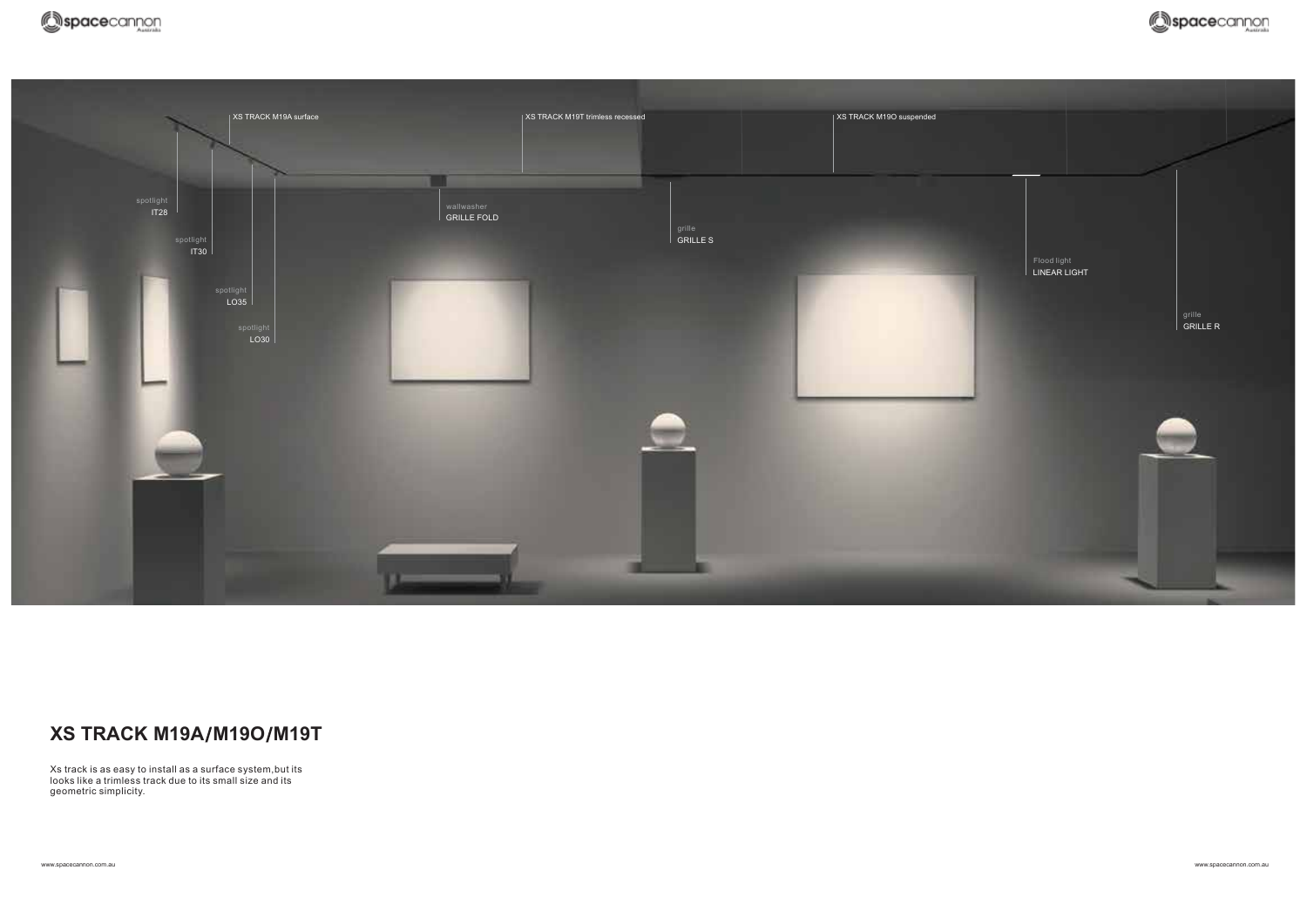XS TRACK M19A surface

XS TRACK M19T trimless recessed

XS TRACK M19O suspended

spotlight
IT28

spotlight
IT30

spotlight
LO35

spotlight
LO30

wallwasher
GRILLE FOLD

grille
GRILLE S

Flood light
LINEAR LIGHT

grille
GRILLE R

# XS TRACK M19A/M19O/M19T

Xs track is as easy to install as a surface system,but its looks like a trimless track due to its small size and its geometric simplicity.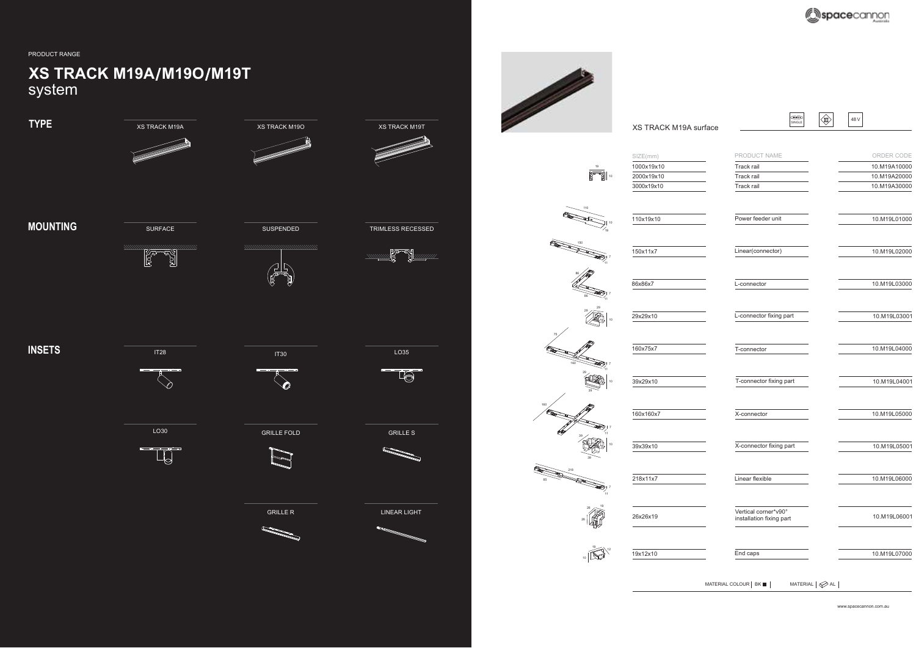PRODUCT RANGE

# XS TRACK M19A/M19O/M19T system

## TYPE

XS TRACK M19A

XS TRACK M19O

XS TRACK M19T

## MOUNTING

SURFACE

SUSPENDED

TRIMLESS RECESSED

## INSETS

IT28

IT30

LO35

LO30

GRILLE FOLD

GRILLE S

GRILLE R

LINEAR LIGHT

---

### XS TRACK M19A surface

SINGLE | 48 V

| SIZE(mm) | PRODUCT NAME | ORDER CODE |
|---|---|---|
| 1000x19x10 | Track rail | 10.M19A10000 |
| 2000x19x10 | Track rail | 10.M19A20000 |
| 3000x19x10 | Track rail | 10.M19A30000 |
| 110x19x10 | Power feeder unit | 10.M19L01000 |
| 150x11x7 | Linear(connector) | 10.M19L02000 |
| 86x86x7 | L-connector | 10.M19L03000 |
| 29x29x10 | L-connector fixing part | 10.M19L03001 |
| 160x75x7 | T-connector | 10.M19L04000 |
| 39x29x10 | T-connector fixing part | 10.M19L04001 |
| 160x160x7 | X-connector | 10.M19L05000 |
| 39x39x10 | X-connector fixing part | 10.M19L05001 |
| 218x11x7 | Linear flexible | 10.M19L06000 |
| 26x26x19 | Vertical corner*v90° installation fixing part | 10.M19L06001 |
| 19x12x10 | End caps | 10.M19L07000 |

MATERIAL COLOUR | BK ■ | MATERIAL | AL |

www.spacecannon.com.au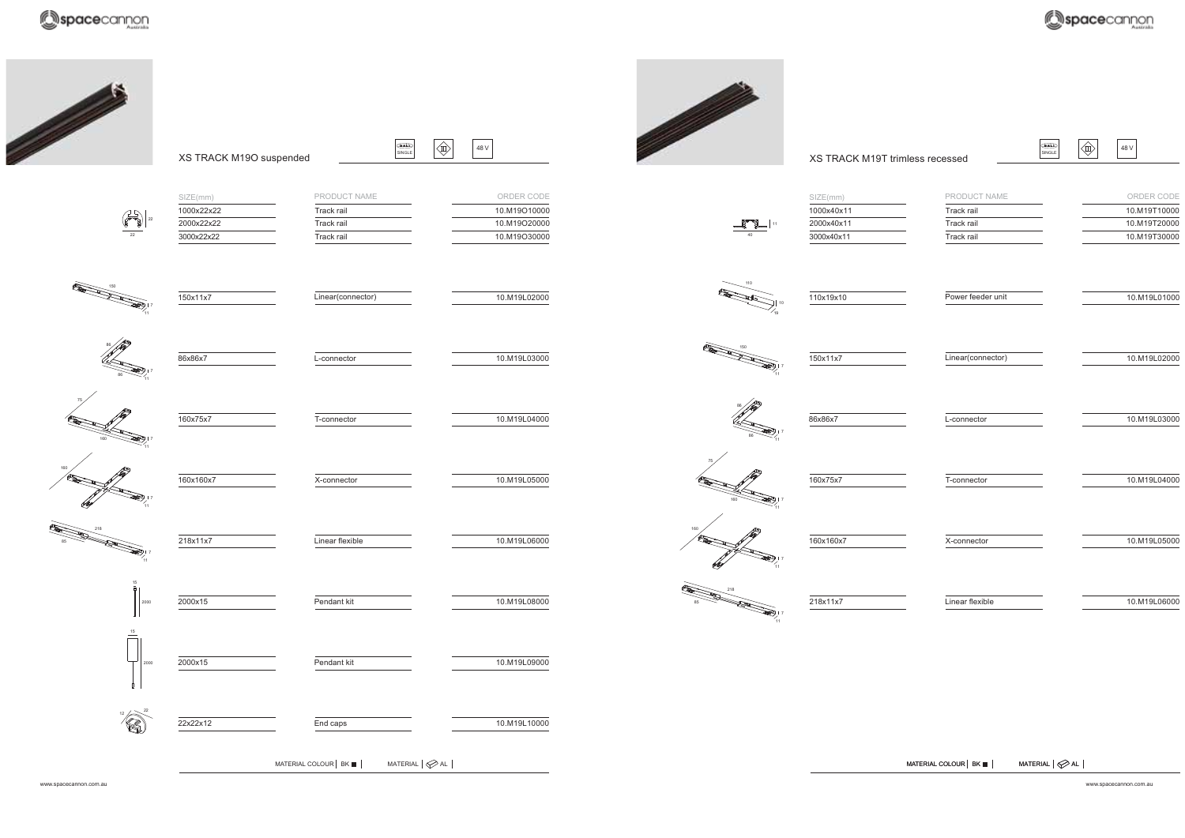## XS TRACK M19O suspended

SINGLE | 48 V

| SIZE(mm) | PRODUCT NAME | ORDER CODE |
|---|---|---|
| 1000x22x22 | Track rail | 10.M19O10000 |
| 2000x22x22 | Track rail | 10.M19O20000 |
| 3000x22x22 | Track rail | 10.M19O30000 |
| 150x11x7 | Linear(connector) | 10.M19L02000 |
| 86x86x7 | L-connector | 10.M19L03000 |
| 160x75x7 | T-connector | 10.M19L04000 |
| 160x160x7 | X-connector | 10.M19L05000 |
| 218x11x7 | Linear flexible | 10.M19L06000 |
| 2000x15 | Pendant kit | 10.M19L08000 |
| 2000x15 | Pendant kit | 10.M19L09000 |
| 22x22x12 | End caps | 10.M19L10000 |

MATERIAL COLOUR | BK ■ | MATERIAL | AL |

## XS TRACK M19T trimless recessed

SINGLE | 48 V

| SIZE(mm) | PRODUCT NAME | ORDER CODE |
|---|---|---|
| 1000x40x11 | Track rail | 10.M19T10000 |
| 2000x40x11 | Track rail | 10.M19T20000 |
| 3000x40x11 | Track rail | 10.M19T30000 |
| 110x19x10 | Power feeder unit | 10.M19L01000 |
| 150x11x7 | Linear(connector) | 10.M19L02000 |
| 86x86x7 | L-connector | 10.M19L03000 |
| 160x75x7 | T-connector | 10.M19L04000 |
| 160x160x7 | X-connector | 10.M19L05000 |
| 218x11x7 | Linear flexible | 10.M19L06000 |

MATERIAL COLOUR | BK ■ | MATERIAL | AL |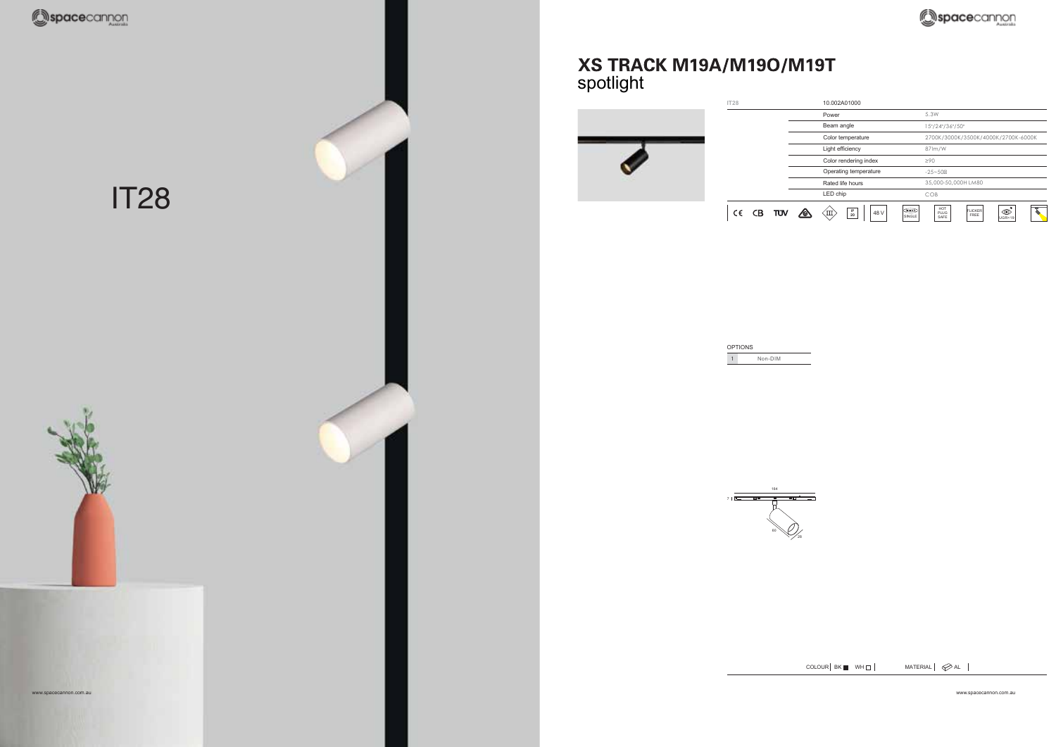# IT28

# XS TRACK M19A/M19O/M19T
spotlight

| IT28 | 10.002A01000 | |
|---|---|---|
| | Power | 5.3W |
| | Beam angle | 15°/24°/36°/50° |
| | Color temperature | 2700K/3000K/3500K/4000K/2700K-6000K |
| | Light efficiency | 87lm/W |
| | Color rendering index | ≥90 |
| | Operating temperature | -25~50 |
| | Rated life hours | 35,000-50,000H LM80 |
| | LED chip | COB |

CE CB TUV IP20 48 V SINGLE NOT PLUG SAFE FLICKER FREE UGR<19

OPTIONS

| 1 | Non-DIM |
|---|---|

164

7

60

28

COLOUR BK ■ WH □ MATERIAL AL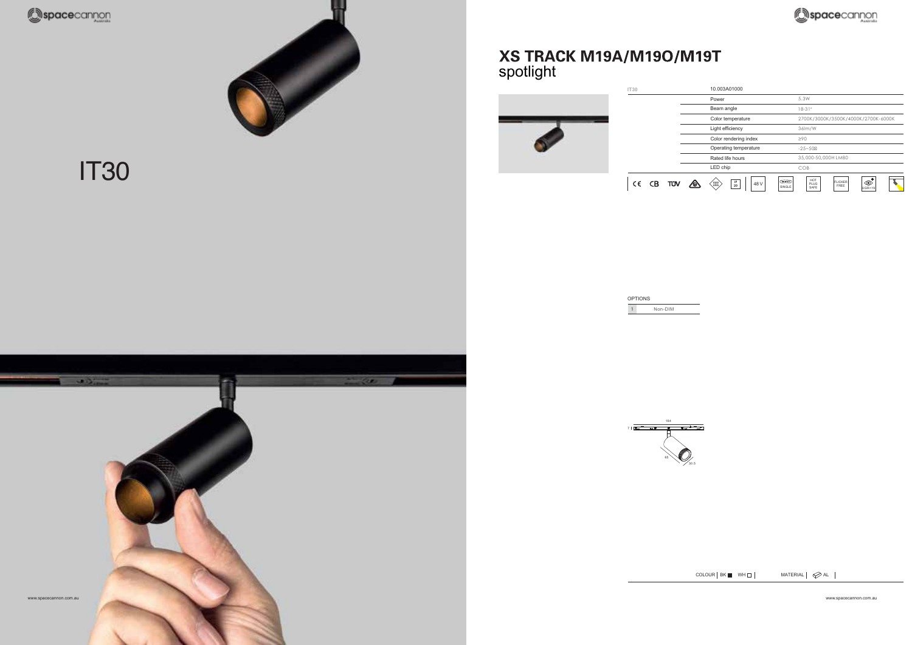IT30

# XS TRACK M19A/M19O/M19T
spotlight

| IT30 | 10.003A01000 | |
|---|---|---|
| | Power | 5.3W |
| | Beam angle | 18-31° |
| | Color temperature | 2700K/3000K/3500K/4000K/2700K-6000K |
| | Light efficiency | 36lm/W |
| | Color rendering index | ≥90 |
| | Operating temperature | -25~50 |
| | Rated life hours | 35,000-50,000H LM80 |
| | LED chip | COB |

CE CB TÜV III IP 20 48 V SINGLE HOT PLUG SAFE FLICKER FREE UGR<19

OPTIONS

| 1 | Non-DIM |
|---|---|

184

7

65

30.5

COLOUR | BK ■ WH □ | MATERIAL | AL |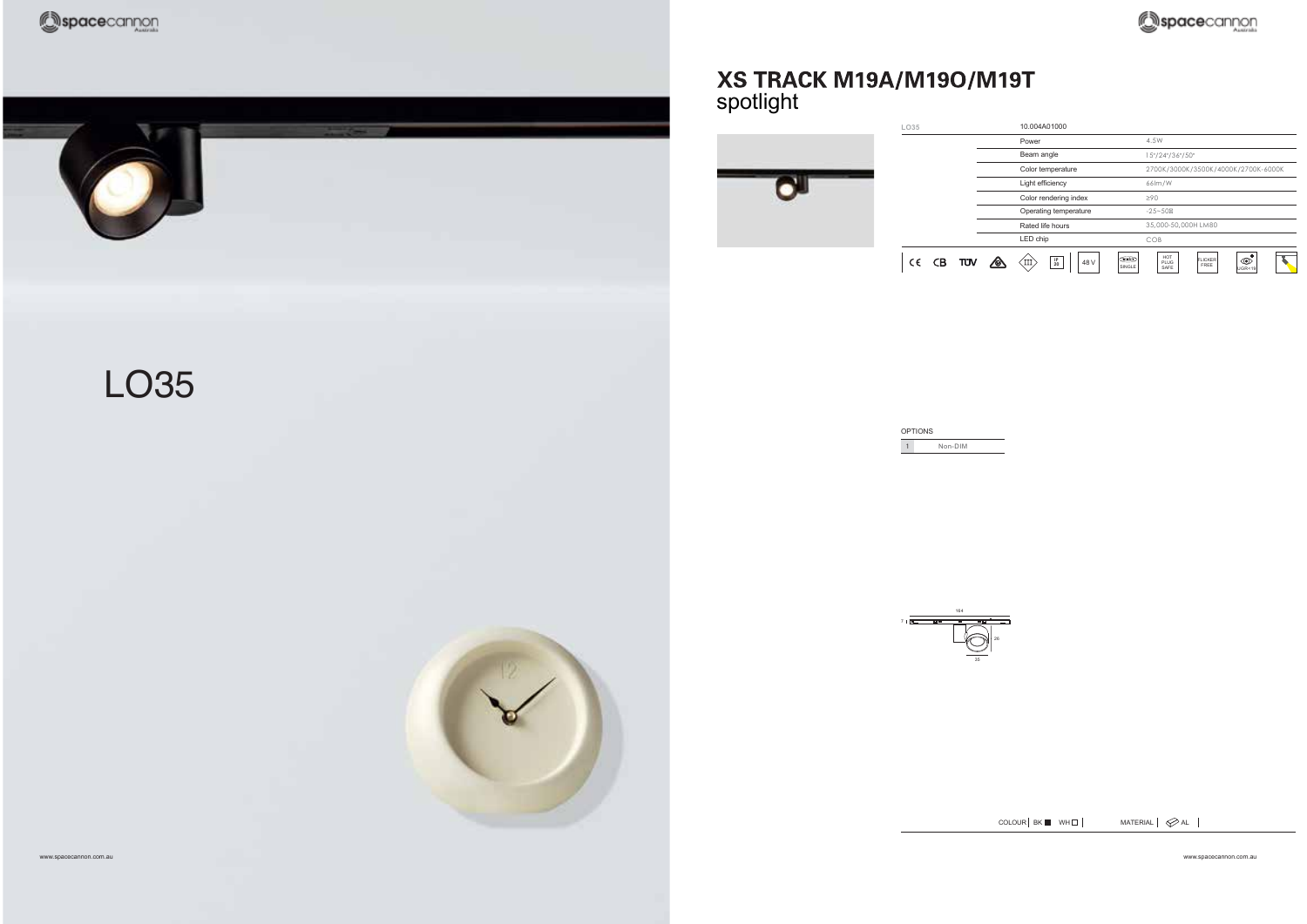LO35

# XS TRACK M19A/M19O/M19T
## spotlight

| LO35 | 10.004A01000 | |
|---|---|---|
| | Power | 4.5W |
| | Beam angle | 15°/24°/36°/50° |
| | Color temperature | 2700K/3000K/3500K/4000K/2700K-6000K |
| | Light efficiency | 66lm/W |
| | Color rendering index | ≥90 |
| | Operating temperature | -25~50℃ |
| | Rated life hours | 35,000-50,000H LM80 |
| | LED chip | COB |

CE CB TÜV III IP20 48 V SINGLE HOT PLUG SAFE FLICKER FREE UGR<19

OPTIONS

| 1 | Non-DIM |
|---|---|

164

7

26

35

COLOUR | BK ■ WH □ | MATERIAL | AL |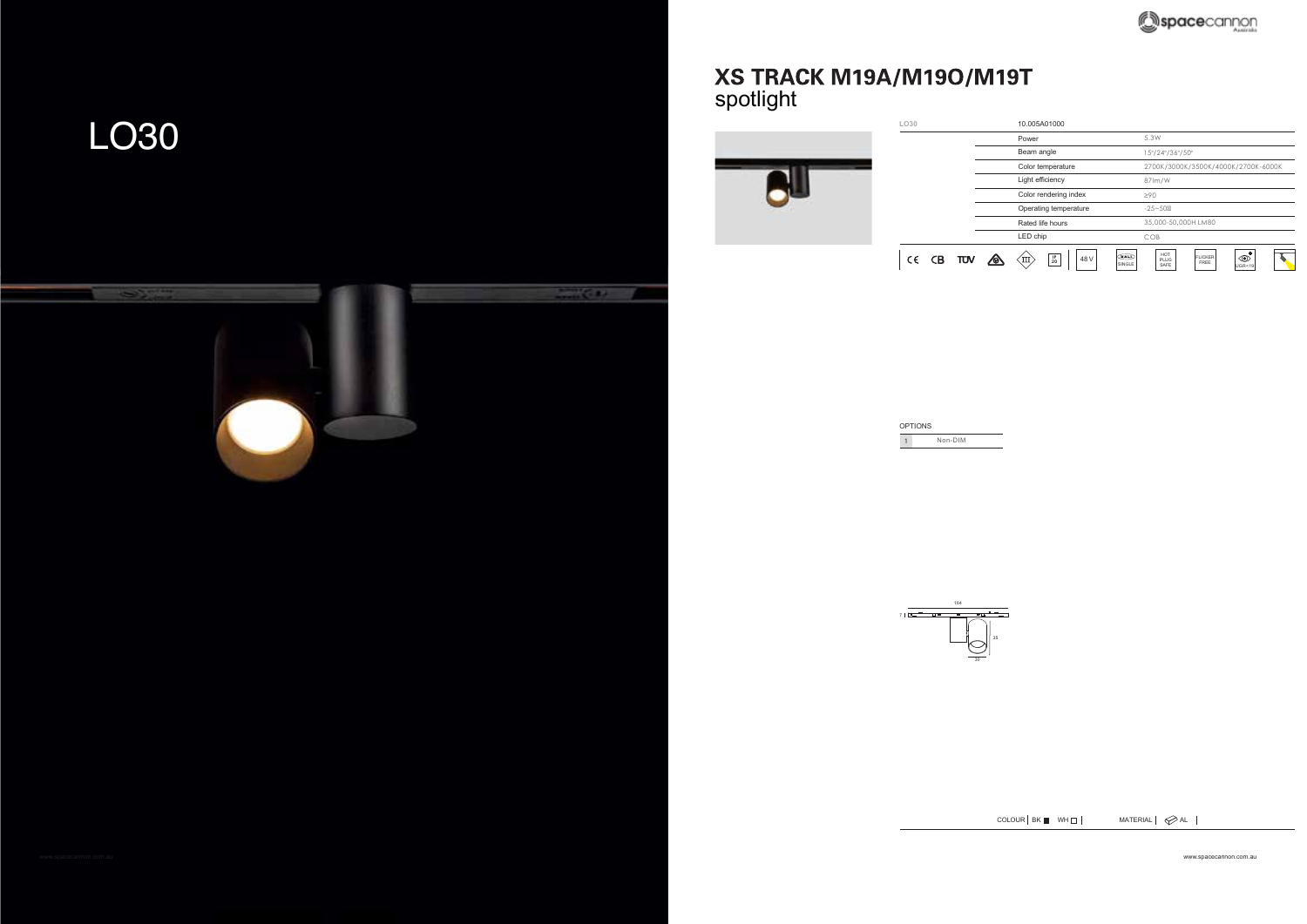# LO30

# XS TRACK M19A/M19O/M19T
## spotlight

| LO30 | 10.005A01000 | |
|---|---|---|
| | Power | 5.3W |
| | Beam angle | 15°/24°/36°/50° |
| | Color temperature | 2700K/3000K/3500K/4000K/2700K-6000K |
| | Light efficiency | 87lm/W |
| | Color rendering index | ≥90 |
| | Operating temperature | -25~50℃ |
| | Rated life hours | 35,000-50,000H LM80 |
| | LED chip | COB |

CE CB TÜV IP20 48 V DALI SINGLE HOT PLUG SAFE FLICKER FREE UGR<19

OPTIONS

| 1 | Non-DIM |
|---|---|

164

7

35

30

COLOUR | BK ■ WH □ | MATERIAL | AL |

www.spacecannon.com.au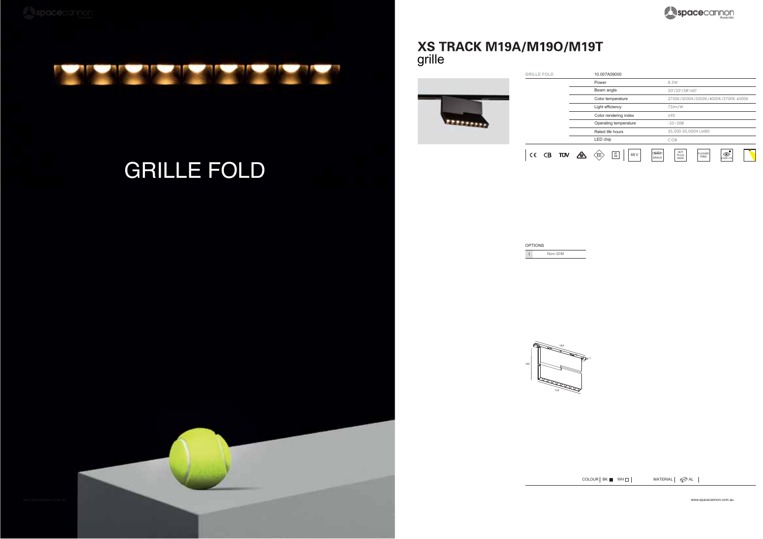# GRILLE FOLD

# XS TRACK M19A/M19O/M19T
grille

| GRILLE FOLD | 10.007A09000 | |
|---|---|---|
| | Power | 8.5W |
| | Beam angle | 20°/25°/38°/60° |
| | Color temperature | 2700K/3000K/3500K/4000K/2700K-6000K |
| | Light efficiency | 73lm/W |
| | Color rendering index | ≥90 |
| | Operating temperature | -25~50℃ |
| | Rated life hours | 35,000-50,000H LM80 |
| | LED chip | COB |

CE CB TÜV IP20 48V DALI SINGLE HOT PLUG SAFE FLICKER FREE UGR<19

OPTIONS

| 1 | Non-DIM |
|---|---|

164
7
100
132

COLOUR BK ■ WH □ MATERIAL AL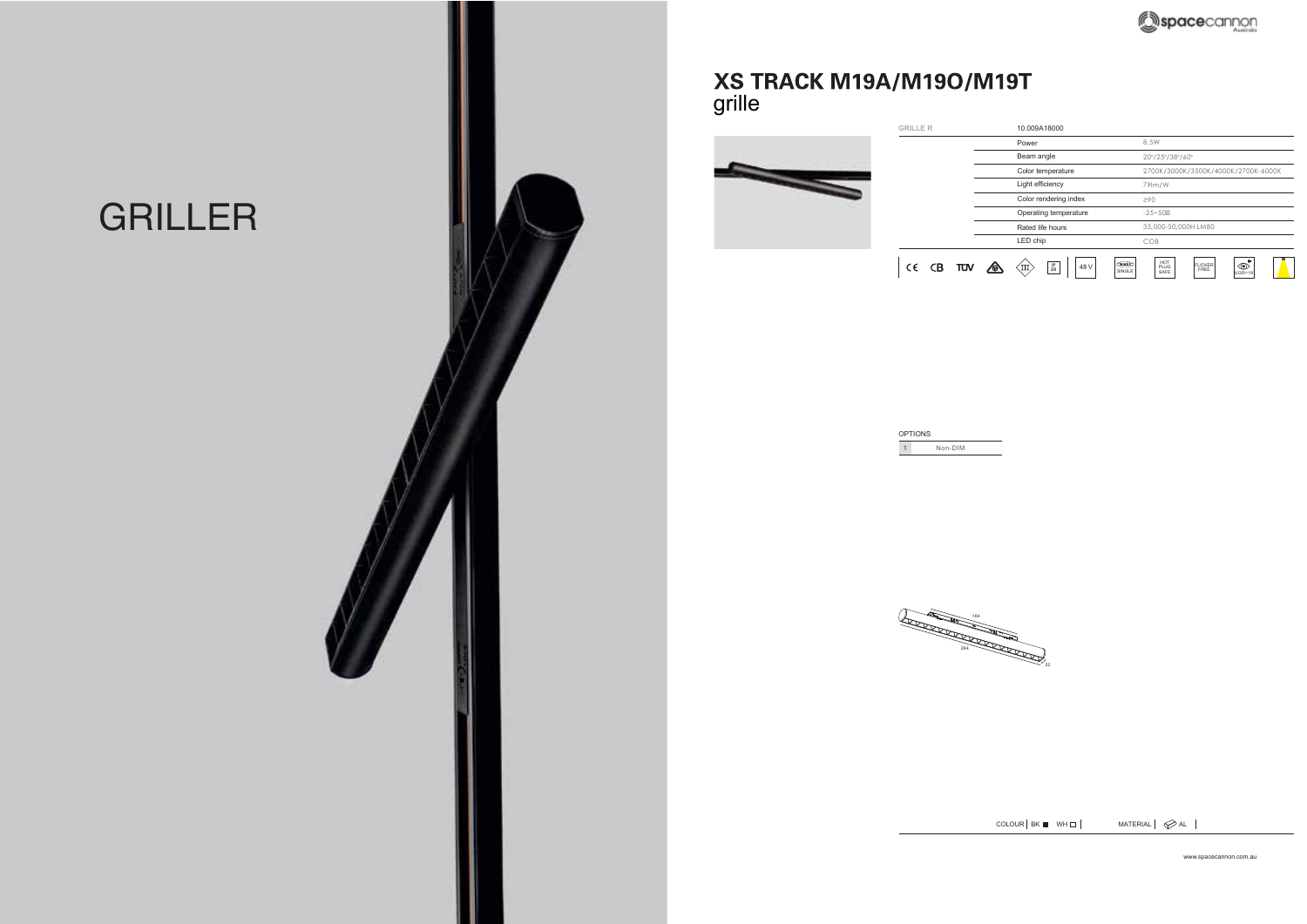GRILLER

# XS TRACK M19A/M19O/M19T
## grille

| GRILLE R | 10.009A18000 | |
|---|---|---|
| | Power | 8.5W |
| | Beam angle | 20°/25°/38°/60° |
| | Color temperature | 2700K/3000K/3500K/4000K/2700K-6000K |
| | Light efficiency | 79lm/W |
| | Color rendering index | ≥90 |
| | Operating temperature | -25~50℃ |
| | Rated life hours | 35,000-50,000H LM80 |
| | LED chip | COB |

CE CB TÜV III IP20 48 V SINGLE HOT PLUG SAFE FLICKER FREE UGR<19

OPTIONS

| | |
|---|---|
| 1 | Non-DIM |

164

264

22

COLOUR | BK ■ WH □ | MATERIAL | AL |

www.spacecannon.com.au